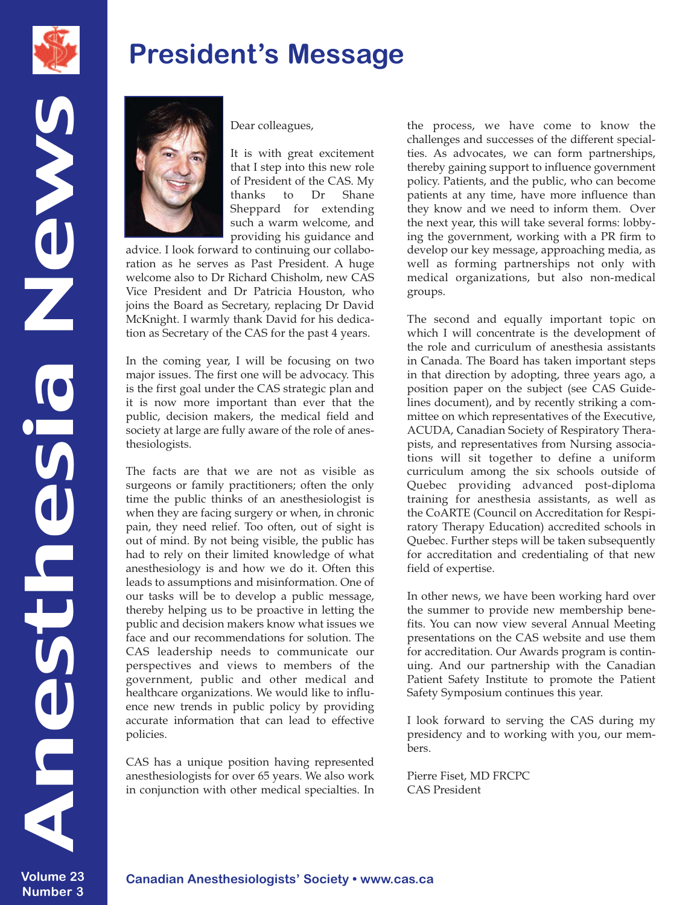# President's Message

Dear colleagues,

It is with great excitement that I step into this new role of President of the CAS. My thanks to Dr Shane Sheppard for extending such a warm welcome, and providing his guidance and advice. I look forward to continuing our collaboration as he serves as Past President. A huge welcome also to Dr Richard Chisholm, new CAS Vice President and Dr Patricia Houston, who joins the Board as Secretary, replacing Dr David McKnight. I warmly thank David for his dedication as Secretary of the CAS for the past 4 years.

In the coming year, I will be focusing on two major issues. The first one will be advocacy. This is the first goal under the CAS strategic plan and it is now more important than ever that the public, decision makers, the medical field and society at large are fully aware of the role of anesthesiologists.

The facts are that we are not as visible as surgeons or family practitioners; often the only time the public thinks of an anesthesiologist is when they are facing surgery or when, in chronic pain, they need relief. Too often, out of sight is out of mind. By not being visible, the public has had to rely on their limited knowledge of what anesthesiology is and how we do it. Often this leads to assumptions and misinformation. One of our tasks will be to develop a public message, thereby helping us to be proactive in letting the public and decision makers know what issues we face and our recommendations for solution. The CAS leadership needs to communicate our perspectives and views to members of the government, public and other medical and healthcare organizations. We would like to influence new trends in public policy by providing accurate information that can lead to effective policies.

CAS has a unique position having represented anesthesiologists for over 65 years. We also work in conjunction with other medical specialties. In the process, we have come to know the challenges and successes of the different specialties. As advocates, we can form partnerships, thereby gaining support to influence government policy. Patients, and the public, who can become patients at any time, have more influence than they know and we need to inform them. Over the next year, this will take several forms: lobbying the government, working with a PR firm to develop our key message, approaching media, as well as forming partnerships not only with medical organizations, but also non-medical groups.

The second and equally important topic on which I will concentrate is the development of the role and curriculum of anesthesia assistants in Canada. The Board has taken important steps in that direction by adopting, three years ago, a position paper on the subject (see CAS Guidelines document), and by recently striking a committee on which representatives of the Executive, ACUDA, Canadian Society of Respiratory Therapists, and representatives from Nursing associations will sit together to define a uniform curriculum among the six schools outside of Quebec providing advanced post-diploma training for anesthesia assistants, as well as the CoARTE (Council on Accreditation for Respiratory Therapy Education) accredited schools in Quebec. Further steps will be taken subsequently for accreditation and credentialing of that new field of expertise.

In other news, we have been working hard over the summer to provide new membership benefits. You can now view several Annual Meeting presentations on the CAS website and use them for accreditation. Our Awards program is continuing. And our partnership with the Canadian Patient Safety Institute to promote the Patient Safety Symposium continues this year.

I look forward to serving the CAS during my presidency and to working with you, our members.

Pierre Fiset, MD FRCPC
CAS President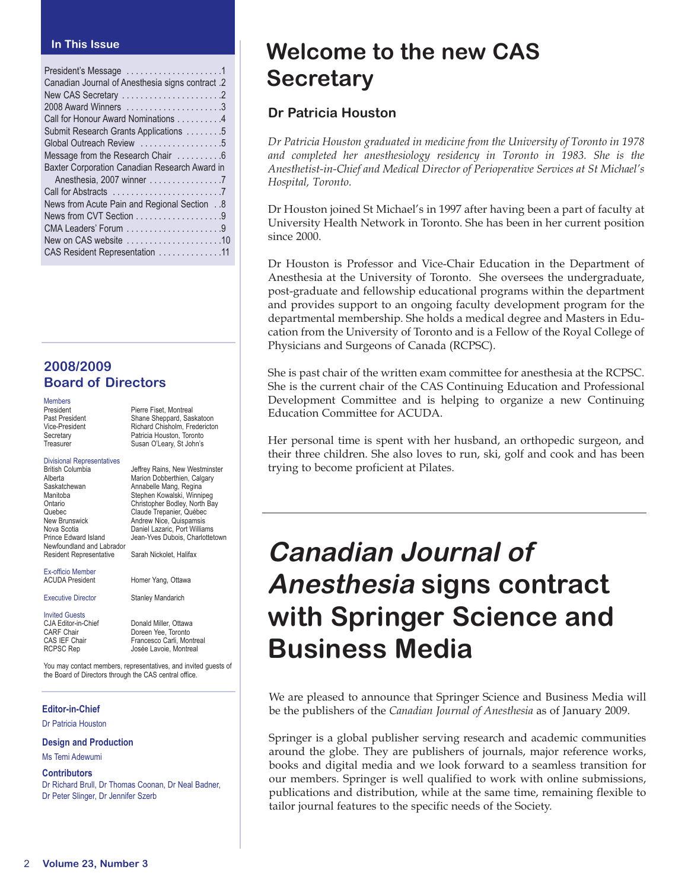## In This Issue

| | |
|---|---|
| President's Message | 1 |
| Canadian Journal of Anesthesia signs contract | 2 |
| New CAS Secretary | 2 |
| 2008 Award Winners | 3 |
| Call for Honour Award Nominations | 4 |
| Submit Research Grants Applications | 5 |
| Global Outreach Review | 5 |
| Message from the Research Chair | 6 |
| Baxter Corporation Canadian Research Award in Anesthesia, 2007 winner | 7 |
| Call for Abstracts | 7 |
| News from Acute Pain and Regional Section | 8 |
| News from CVT Section | 9 |
| CMA Leaders' Forum | 9 |
| New on CAS website | 10 |
| CAS Resident Representation | 11 |

## 2008/2009 Board of Directors

**Members**

| | |
|---|---|
| President | Pierre Fiset, Montreal |
| Past President | Shane Sheppard, Saskatoon |
| Vice-President | Richard Chisholm, Fredericton |
| Secretary | Patricia Houston, Toronto |
| Treasurer | Susan O'Leary, St John's |

**Divisional Representatives**

| | |
|---|---|
| British Columbia | Jeffrey Rains, New Westminster |
| Alberta | Marion Dobberthien, Calgary |
| Saskatchewan | Annabelle Mang, Regina |
| Manitoba | Stephen Kowalski, Winnipeg |
| Ontario | Christopher Bodley, North Bay |
| Quebec | Claude Trepanier, Québec |
| New Brunswick | Andrew Nice, Quispamsis |
| Nova Scotia | Daniel Lazaric, Port Williams |
| Prince Edward Island | Jean-Yves Dubois, Charlottetown |
| Newfoundland and Labrador | |
| Resident Representative | Sarah Nickolet, Halifax |

**Ex-officio Member**

| | |
|---|---|
| ACUDA President | Homer Yang, Ottawa |

**Executive Director** Stanley Mandarich

**Invited Guests**

| | |
|---|---|
| CJA Editor-in-Chief | Donald Miller, Ottawa |
| CARF Chair | Doreen Yee, Toronto |
| CAS IEF Chair | Francesco Carli, Montreal |
| RCPSC Rep | Josée Lavoie, Montreal |

You may contact members, representatives, and invited guests of the Board of Directors through the CAS central office.

**Editor-in-Chief**
Dr Patricia Houston

**Design and Production**
Ms Temi Adewumi

**Contributors**
Dr Richard Brull, Dr Thomas Coonan, Dr Neal Badner, Dr Peter Slinger, Dr Jennifer Szerb

# Welcome to the new CAS Secretary

### Dr Patricia Houston

*Dr Patricia Houston graduated in medicine from the University of Toronto in 1978 and completed her anesthesiology residency in Toronto in 1983. She is the Anesthetist-in-Chief and Medical Director of Perioperative Services at St Michael's Hospital, Toronto.*

Dr Houston joined St Michael's in 1997 after having been a part of faculty at University Health Network in Toronto. She has been in her current position since 2000.

Dr Houston is Professor and Vice-Chair Education in the Department of Anesthesia at the University of Toronto. She oversees the undergraduate, post-graduate and fellowship educational programs within the department and provides support to an ongoing faculty development program for the departmental membership. She holds a medical degree and Masters in Education from the University of Toronto and is a Fellow of the Royal College of Physicians and Surgeons of Canada (RCPSC).

She is past chair of the written exam committee for anesthesia at the RCPSC. She is the current chair of the CAS Continuing Education and Professional Development Committee and is helping to organize a new Continuing Education Committee for ACUDA.

Her personal time is spent with her husband, an orthopedic surgeon, and their three children. She also loves to run, ski, golf and cook and has been trying to become proficient at Pilates.

# *Canadian Journal of Anesthesia* signs contract with Springer Science and Business Media

We are pleased to announce that Springer Science and Business Media will be the publishers of the *Canadian Journal of Anesthesia* as of January 2009.

Springer is a global publisher serving research and academic communities around the globe. They are publishers of journals, major reference works, books and digital media and we look forward to a seamless transition for our members. Springer is well qualified to work with online submissions, publications and distribution, while at the same time, remaining flexible to tailor journal features to the specific needs of the Society.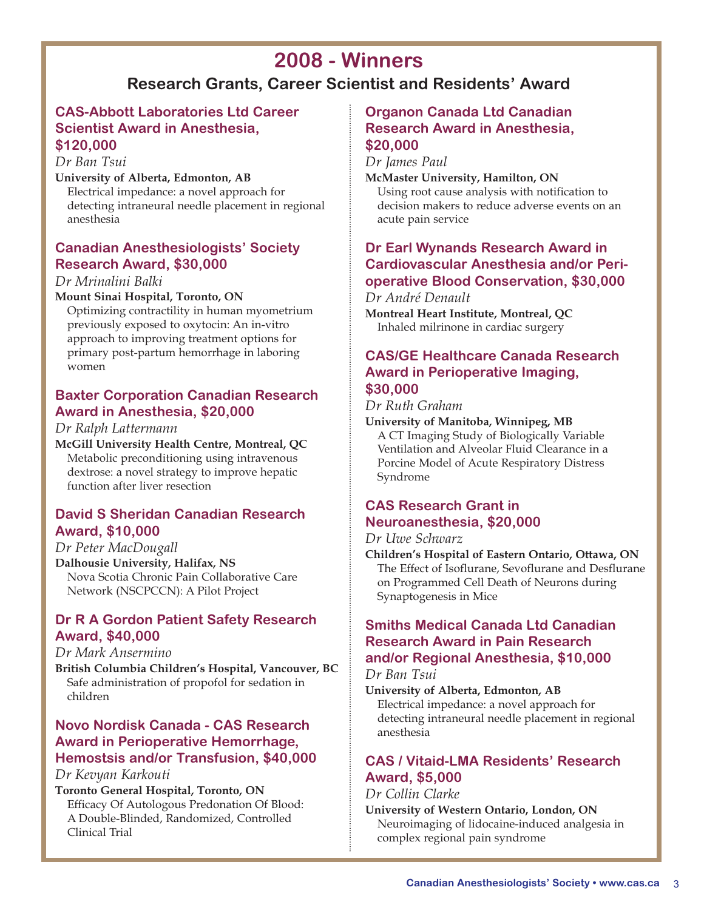# 2008 - Winners

## Research Grants, Career Scientist and Residents' Award

### CAS-Abbott Laboratories Ltd Career Scientist Award in Anesthesia, $120,000

*Dr Ban Tsui*

**University of Alberta, Edmonton, AB**

Electrical impedance: a novel approach for detecting intraneural needle placement in regional anesthesia

### Canadian Anesthesiologists' Society Research Award, $30,000

*Dr Mrinalini Balki*

**Mount Sinai Hospital, Toronto, ON**

Optimizing contractility in human myometrium previously exposed to oxytocin: An in-vitro approach to improving treatment options for primary post-partum hemorrhage in laboring women

### Baxter Corporation Canadian Research Award in Anesthesia, $20,000

*Dr Ralph Lattermann*

**McGill University Health Centre, Montreal, QC**

Metabolic preconditioning using intravenous dextrose: a novel strategy to improve hepatic function after liver resection

### David S Sheridan Canadian Research Award, $10,000

*Dr Peter MacDougall*

**Dalhousie University, Halifax, NS**

Nova Scotia Chronic Pain Collaborative Care Network (NSCPCCN): A Pilot Project

### Dr R A Gordon Patient Safety Research Award, $40,000

*Dr Mark Ansermino*

**British Columbia Children's Hospital, Vancouver, BC**

Safe administration of propofol for sedation in children

### Novo Nordisk Canada - CAS Research Award in Perioperative Hemorrhage, Hemostsis and/or Transfusion, $40,000

*Dr Kevyan Karkouti*

**Toronto General Hospital, Toronto, ON**

Efficacy Of Autologous Predonation Of Blood: A Double-Blinded, Randomized, Controlled Clinical Trial

### Organon Canada Ltd Canadian Research Award in Anesthesia, $20,000

*Dr James Paul*

**McMaster University, Hamilton, ON**

Using root cause analysis with notification to decision makers to reduce adverse events on an acute pain service

### Dr Earl Wynands Research Award in Cardiovascular Anesthesia and/or Peri-operative Blood Conservation, $30,000

*Dr André Denault*

**Montreal Heart Institute, Montreal, QC**

Inhaled milrinone in cardiac surgery

### CAS/GE Healthcare Canada Research Award in Perioperative Imaging, $30,000

*Dr Ruth Graham*

**University of Manitoba, Winnipeg, MB**

A CT Imaging Study of Biologically Variable Ventilation and Alveolar Fluid Clearance in a Porcine Model of Acute Respiratory Distress Syndrome

### CAS Research Grant in Neuroanesthesia, $20,000

*Dr Uwe Schwarz*

**Children's Hospital of Eastern Ontario, Ottawa, ON**

The Effect of Isoflurane, Sevoflurane and Desflurane on Programmed Cell Death of Neurons during Synaptogenesis in Mice

### Smiths Medical Canada Ltd Canadian Research Award in Pain Research and/or Regional Anesthesia, $10,000

*Dr Ban Tsui*

**University of Alberta, Edmonton, AB**

Electrical impedance: a novel approach for detecting intraneural needle placement in regional anesthesia

### CAS / Vitaid-LMA Residents' Research Award, $5,000

*Dr Collin Clarke*

**University of Western Ontario, London, ON**

Neuroimaging of lidocaine-induced analgesia in complex regional pain syndrome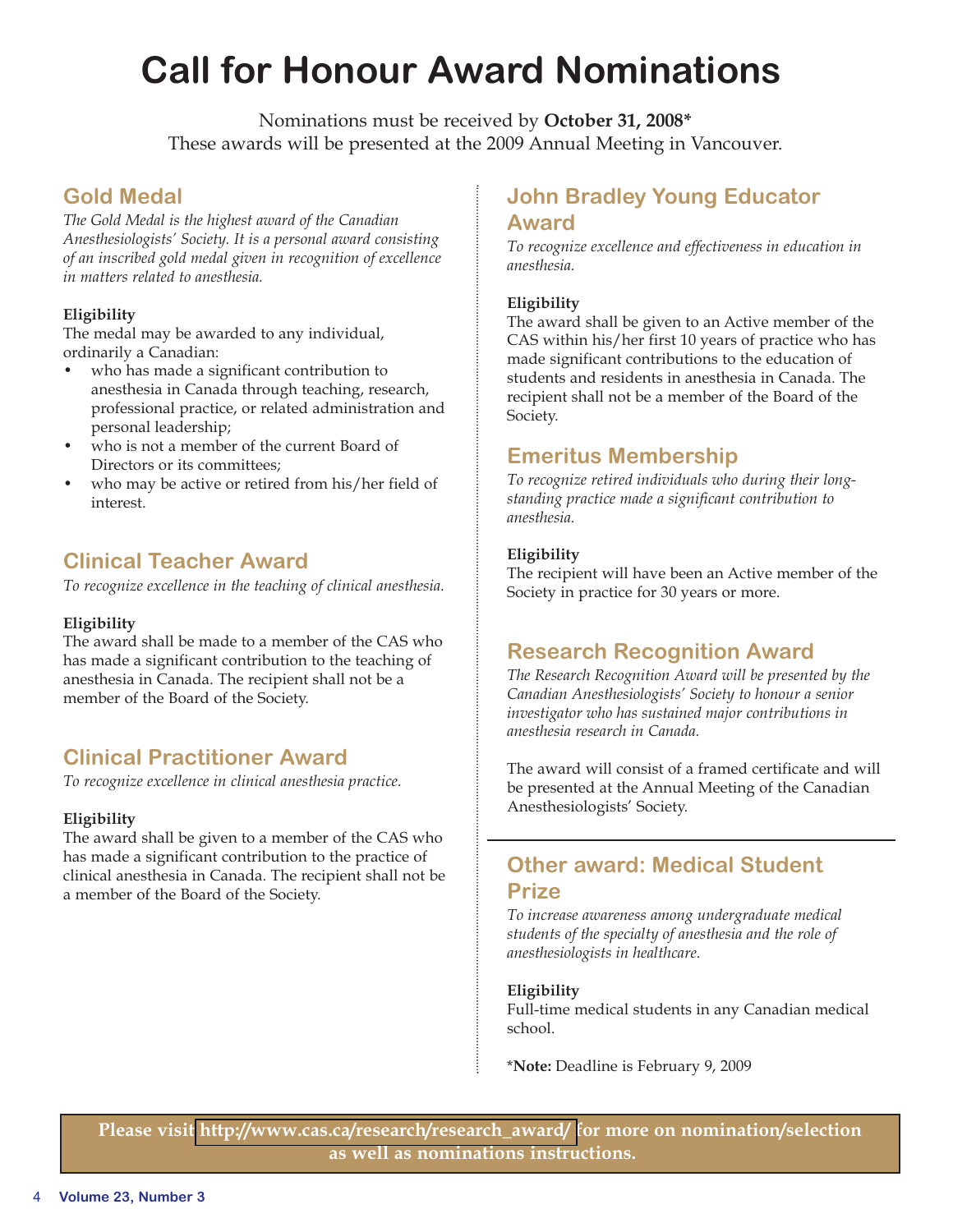# Call for Honour Award Nominations

Nominations must be received by **October 31, 2008***
These awards will be presented at the 2009 Annual Meeting in Vancouver.

## Gold Medal

*The Gold Medal is the highest award of the Canadian Anesthesiologists' Society. It is a personal award consisting of an inscribed gold medal given in recognition of excellence in matters related to anesthesia.*

**Eligibility**
The medal may be awarded to any individual, ordinarily a Canadian:

- who has made a significant contribution to anesthesia in Canada through teaching, research, professional practice, or related administration and personal leadership;
- who is not a member of the current Board of Directors or its committees;
- who may be active or retired from his/her field of interest.

## Clinical Teacher Award

*To recognize excellence in the teaching of clinical anesthesia.*

**Eligibility**
The award shall be made to a member of the CAS who has made a significant contribution to the teaching of anesthesia in Canada. The recipient shall not be a member of the Board of the Society.

## Clinical Practitioner Award

*To recognize excellence in clinical anesthesia practice.*

**Eligibility**
The award shall be given to a member of the CAS who has made a significant contribution to the practice of clinical anesthesia in Canada. The recipient shall not be a member of the Board of the Society.

## John Bradley Young Educator Award

*To recognize excellence and effectiveness in education in anesthesia.*

**Eligibility**
The award shall be given to an Active member of the CAS within his/her first 10 years of practice who has made significant contributions to the education of students and residents in anesthesia in Canada. The recipient shall not be a member of the Board of the Society.

## Emeritus Membership

*To recognize retired individuals who during their long-standing practice made a significant contribution to anesthesia.*

**Eligibility**
The recipient will have been an Active member of the Society in practice for 30 years or more.

## Research Recognition Award

*The Research Recognition Award will be presented by the Canadian Anesthesiologists' Society to honour a senior investigator who has sustained major contributions in anesthesia research in Canada.*

The award will consist of a framed certificate and will be presented at the Annual Meeting of the Canadian Anesthesiologists' Society.

---

## Other award: Medical Student Prize

*To increase awareness among undergraduate medical students of the specialty of anesthesia and the role of anesthesiologists in healthcare.*

**Eligibility**
Full-time medical students in any Canadian medical school.

***Note:** Deadline is February 9, 2009

**Please visit http://www.cas.ca/research/research_award/ for more on nomination/selection as well as nominations instructions.**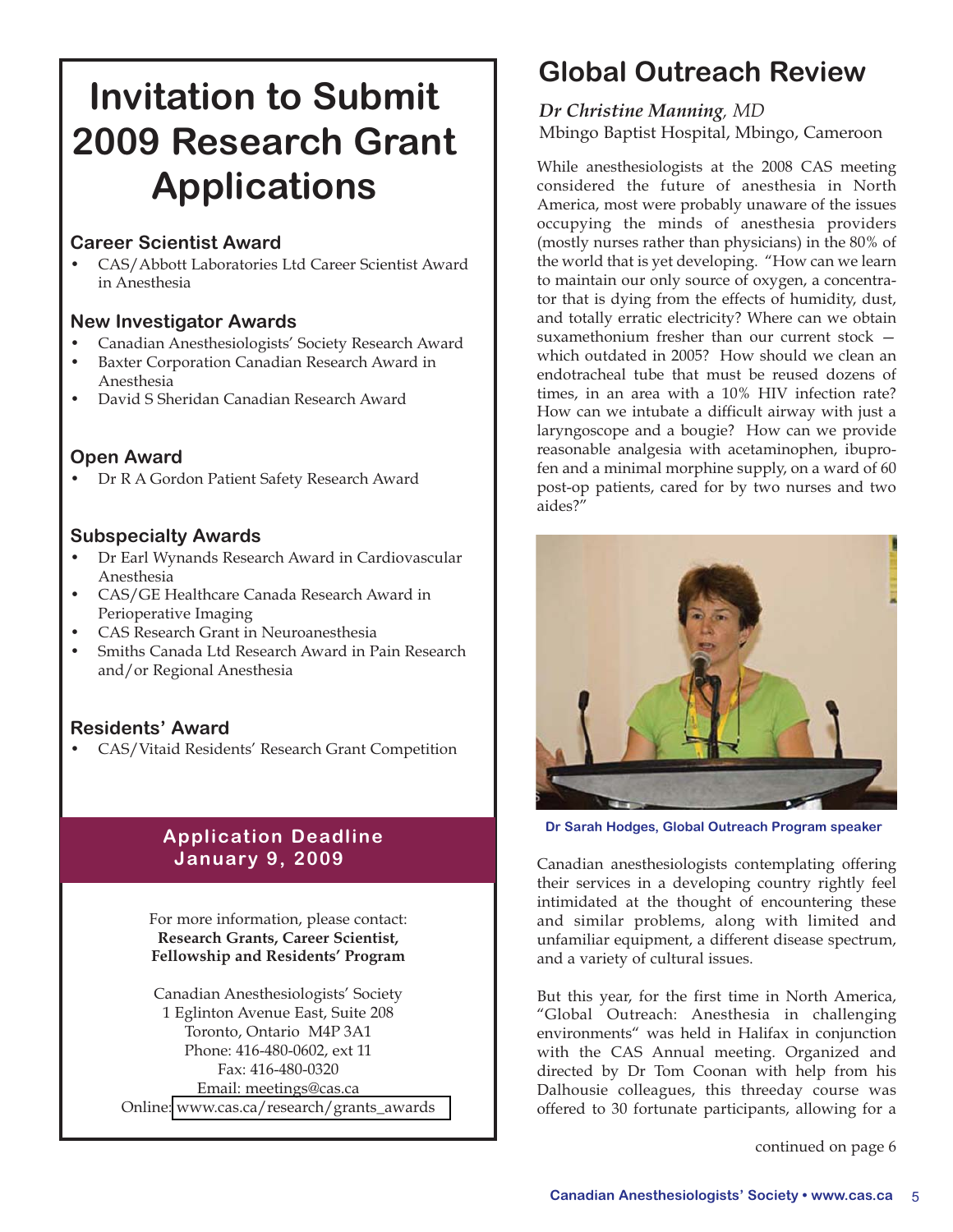# Invitation to Submit 2009 Research Grant Applications

### Career Scientist Award

- CAS/Abbott Laboratories Ltd Career Scientist Award in Anesthesia

### New Investigator Awards

- Canadian Anesthesiologists' Society Research Award
- Baxter Corporation Canadian Research Award in Anesthesia
- David S Sheridan Canadian Research Award

### Open Award

- Dr R A Gordon Patient Safety Research Award

### Subspecialty Awards

- Dr Earl Wynands Research Award in Cardiovascular Anesthesia
- CAS/GE Healthcare Canada Research Award in Perioperative Imaging
- CAS Research Grant in Neuroanesthesia
- Smiths Canada Ltd Research Award in Pain Research and/or Regional Anesthesia

### Residents' Award

- CAS/Vitaid Residents' Research Grant Competition

**Application Deadline**
**January 9, 2009**

For more information, please contact:
**Research Grants, Career Scientist, Fellowship and Residents' Program**

Canadian Anesthesiologists' Society
1 Eglinton Avenue East, Suite 208
Toronto, Ontario M4P 3A1
Phone: 416-480-0602, ext 11
Fax: 416-480-0320
Email: meetings@cas.ca
Online: www.cas.ca/research/grants_awards

# Global Outreach Review

*Dr Christine Manning, MD*
Mbingo Baptist Hospital, Mbingo, Cameroon

While anesthesiologists at the 2008 CAS meeting considered the future of anesthesia in North America, most were probably unaware of the issues occupying the minds of anesthesia providers (mostly nurses rather than physicians) in the 80% of the world that is yet developing. "How can we learn to maintain our only source of oxygen, a concentrator that is dying from the effects of humidity, dust, and totally erratic electricity? Where can we obtain suxamethonium fresher than our current stock — which outdated in 2005? How should we clean an endotracheal tube that must be reused dozens of times, in an area with a 10% HIV infection rate? How can we intubate a difficult airway with just a laryngoscope and a bougie? How can we provide reasonable analgesia with acetaminophen, ibuprofen and a minimal morphine supply, on a ward of 60 post-op patients, cared for by two nurses and two aides?"

Dr Sarah Hodges, Global Outreach Program speaker

Canadian anesthesiologists contemplating offering their services in a developing country rightly feel intimidated at the thought of encountering these and similar problems, along with limited and unfamiliar equipment, a different disease spectrum, and a variety of cultural issues.

But this year, for the first time in North America, "Global Outreach: Anesthesia in challenging environments" was held in Halifax in conjunction with the CAS Annual meeting. Organized and directed by Dr Tom Coonan with help from his Dalhousie colleagues, this threeday course was offered to 30 fortunate participants, allowing for a

continued on page 6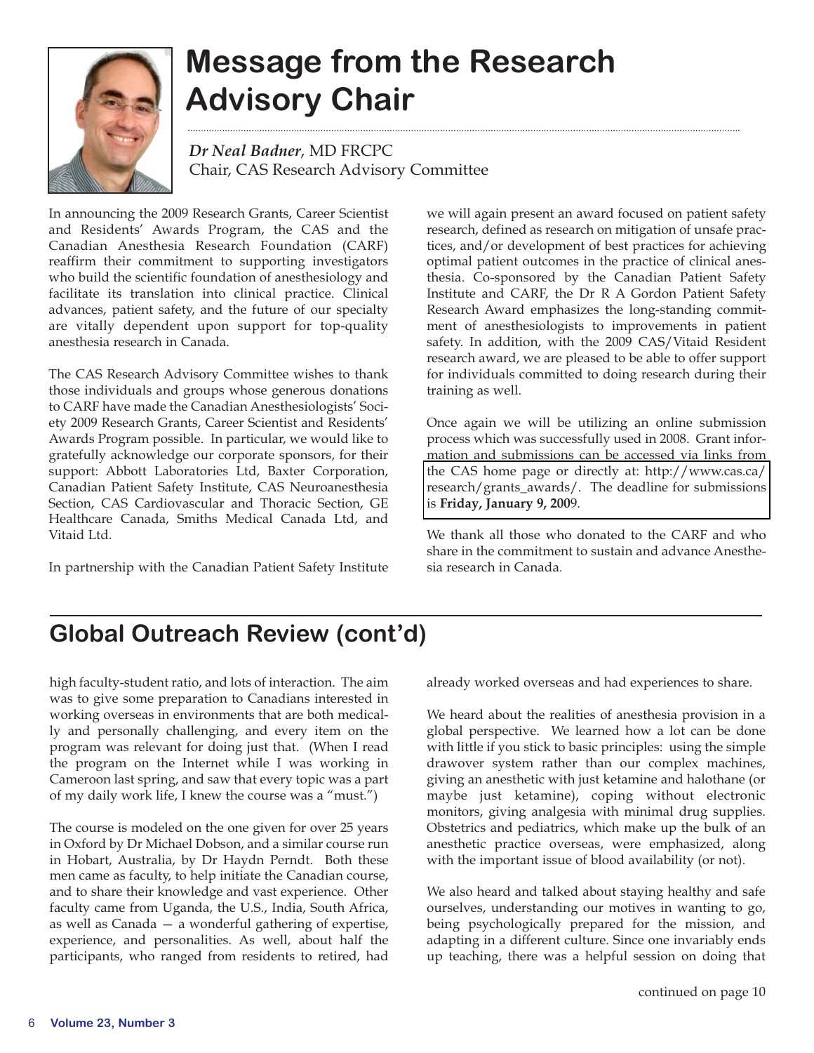# Message from the Research Advisory Chair

*Dr Neal Badner*, MD FRCPC
Chair, CAS Research Advisory Committee

In announcing the 2009 Research Grants, Career Scientist and Residents' Awards Program, the CAS and the Canadian Anesthesia Research Foundation (CARF) reaffirm their commitment to supporting investigators who build the scientific foundation of anesthesiology and facilitate its translation into clinical practice. Clinical advances, patient safety, and the future of our specialty are vitally dependent upon support for top-quality anesthesia research in Canada.

The CAS Research Advisory Committee wishes to thank those individuals and groups whose generous donations to CARF have made the Canadian Anesthesiologists' Society 2009 Research Grants, Career Scientist and Residents' Awards Program possible. In particular, we would like to gratefully acknowledge our corporate sponsors, for their support: Abbott Laboratories Ltd, Baxter Corporation, Canadian Patient Safety Institute, CAS Neuroanesthesia Section, CAS Cardiovascular and Thoracic Section, GE Healthcare Canada, Smiths Medical Canada Ltd, and Vitaid Ltd.

In partnership with the Canadian Patient Safety Institute we will again present an award focused on patient safety research, defined as research on mitigation of unsafe practices, and/or development of best practices for achieving optimal patient outcomes in the practice of clinical anesthesia. Co-sponsored by the Canadian Patient Safety Institute and CARF, the Dr R A Gordon Patient Safety Research Award emphasizes the long-standing commitment of anesthesiologists to improvements in patient safety. In addition, with the 2009 CAS/Vitaid Resident research award, we are pleased to be able to offer support for individuals committed to doing research during their training as well.

Once again we will be utilizing an online submission process which was successfully used in 2008. Grant information and submissions can be accessed via links from the CAS home page or directly at: http://www.cas.ca/research/grants_awards/. The deadline for submissions is **Friday, January 9, 2009**.

We thank all those who donated to the CARF and who share in the commitment to sustain and advance Anesthesia research in Canada.

## Global Outreach Review (cont'd)

high faculty-student ratio, and lots of interaction. The aim was to give some preparation to Canadians interested in working overseas in environments that are both medically and personally challenging, and every item on the program was relevant for doing just that. (When I read the program on the Internet while I was working in Cameroon last spring, and saw that every topic was a part of my daily work life, I knew the course was a "must.")

The course is modeled on the one given for over 25 years in Oxford by Dr Michael Dobson, and a similar course run in Hobart, Australia, by Dr Haydn Perndt. Both these men came as faculty, to help initiate the Canadian course, and to share their knowledge and vast experience. Other faculty came from Uganda, the U.S., India, South Africa, as well as Canada — a wonderful gathering of expertise, experience, and personalities. As well, about half the participants, who ranged from residents to retired, had already worked overseas and had experiences to share.

We heard about the realities of anesthesia provision in a global perspective. We learned how a lot can be done with little if you stick to basic principles: using the simple drawover system rather than our complex machines, giving an anesthetic with just ketamine and halothane (or maybe just ketamine), coping without electronic monitors, giving analgesia with minimal drug supplies. Obstetrics and pediatrics, which make up the bulk of an anesthetic practice overseas, were emphasized, along with the important issue of blood availability (or not).

We also heard and talked about staying healthy and safe ourselves, understanding our motives in wanting to go, being psychologically prepared for the mission, and adapting in a different culture. Since one invariably ends up teaching, there was a helpful session on doing that

continued on page 10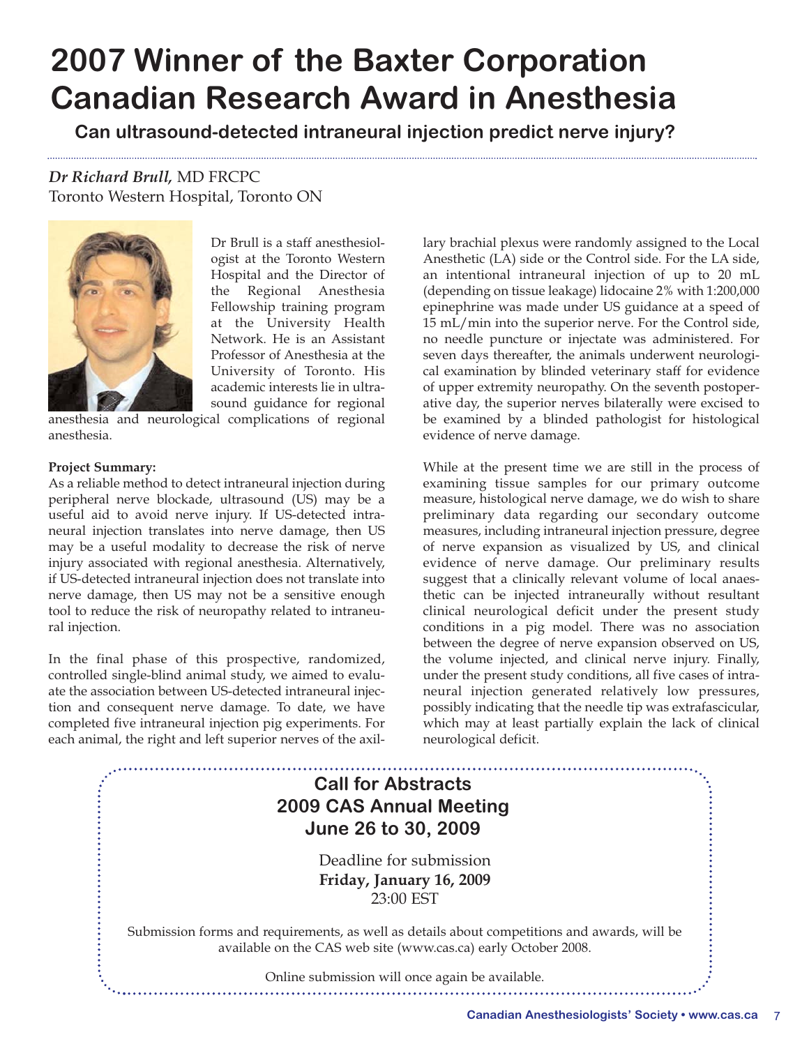# 2007 Winner of the Baxter Corporation Canadian Research Award in Anesthesia

**Can ultrasound-detected intraneural injection predict nerve injury?**

***Dr Richard Brull,*** MD FRCPC
Toronto Western Hospital, Toronto ON

Dr Brull is a staff anesthesiologist at the Toronto Western Hospital and the Director of the Regional Anesthesia Fellowship training program at the University Health Network. He is an Assistant Professor of Anesthesia at the University of Toronto. His academic interests lie in ultrasound guidance for regional anesthesia and neurological complications of regional anesthesia.

**Project Summary:**
As a reliable method to detect intraneural injection during peripheral nerve blockade, ultrasound (US) may be a useful aid to avoid nerve injury. If US-detected intraneural injection translates into nerve damage, then US may be a useful modality to decrease the risk of nerve injury associated with regional anesthesia. Alternatively, if US-detected intraneural injection does not translate into nerve damage, then US may not be a sensitive enough tool to reduce the risk of neuropathy related to intraneural injection.

In the final phase of this prospective, randomized, controlled single-blind animal study, we aimed to evaluate the association between US-detected intraneural injection and consequent nerve damage. To date, we have completed five intraneural injection pig experiments. For each animal, the right and left superior nerves of the axillary brachial plexus were randomly assigned to the Local Anesthetic (LA) side or the Control side. For the LA side, an intentional intraneural injection of up to 20 mL (depending on tissue leakage) lidocaine 2% with 1:200,000 epinephrine was made under US guidance at a speed of 15 mL/min into the superior nerve. For the Control side, no needle puncture or injectate was administered. For seven days thereafter, the animals underwent neurological examination by blinded veterinary staff for evidence of upper extremity neuropathy. On the seventh postoperative day, the superior nerves bilaterally were excised to be examined by a blinded pathologist for histological evidence of nerve damage.

While at the present time we are still in the process of examining tissue samples for our primary outcome measure, histological nerve damage, we do wish to share preliminary data regarding our secondary outcome measures, including intraneural injection pressure, degree of nerve expansion as visualized by US, and clinical evidence of nerve damage. Our preliminary results suggest that a clinically relevant volume of local anaesthetic can be injected intraneurally without resultant clinical neurological deficit under the present study conditions in a pig model. There was no association between the degree of nerve expansion observed on US, the volume injected, and clinical nerve injury. Finally, under the present study conditions, all five cases of intraneural injection generated relatively low pressures, possibly indicating that the needle tip was extrafascicular, which may at least partially explain the lack of clinical neurological deficit.

---

**Call for Abstracts**
**2009 CAS Annual Meeting**
**June 26 to 30, 2009**

Deadline for submission
**Friday, January 16, 2009**
23:00 EST

Submission forms and requirements, as well as details about competitions and awards, will be available on the CAS web site (www.cas.ca) early October 2008.

Online submission will once again be available.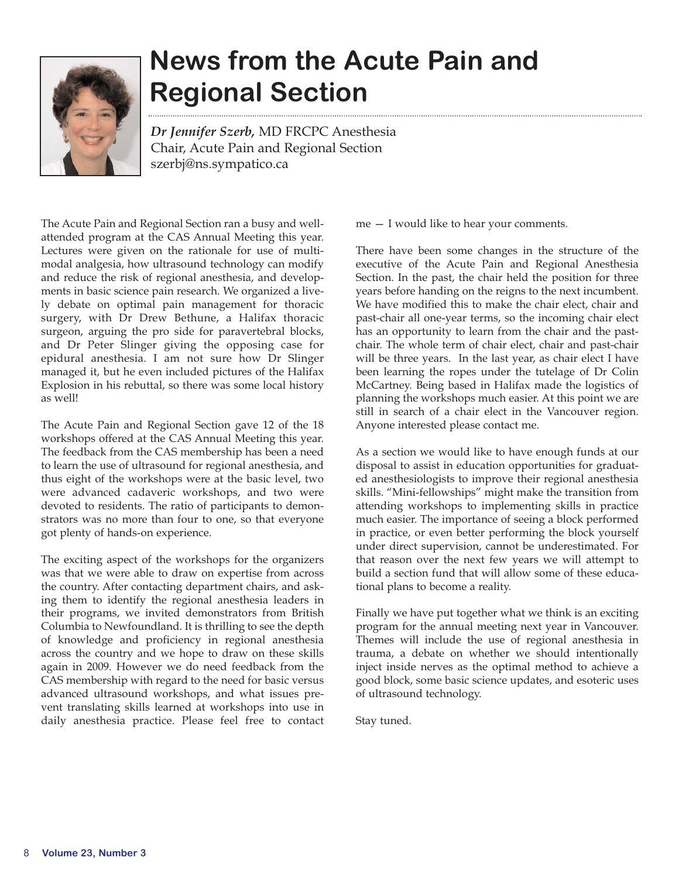# News from the Acute Pain and Regional Section

***Dr Jennifer Szerb,*** MD FRCPC Anesthesia
Chair, Acute Pain and Regional Section
szerbj@ns.sympatico.ca

The Acute Pain and Regional Section ran a busy and well-attended program at the CAS Annual Meeting this year. Lectures were given on the rationale for use of multimodal analgesia, how ultrasound technology can modify and reduce the risk of regional anesthesia, and developments in basic science pain research. We organized a lively debate on optimal pain management for thoracic surgery, with Dr Drew Bethune, a Halifax thoracic surgeon, arguing the pro side for paravertebral blocks, and Dr Peter Slinger giving the opposing case for epidural anesthesia. I am not sure how Dr Slinger managed it, but he even included pictures of the Halifax Explosion in his rebuttal, so there was some local history as well!

The Acute Pain and Regional Section gave 12 of the 18 workshops offered at the CAS Annual Meeting this year. The feedback from the CAS membership has been a need to learn the use of ultrasound for regional anesthesia, and thus eight of the workshops were at the basic level, two were advanced cadaveric workshops, and two were devoted to residents. The ratio of participants to demonstrators was no more than four to one, so that everyone got plenty of hands-on experience.

The exciting aspect of the workshops for the organizers was that we were able to draw on expertise from across the country. After contacting department chairs, and asking them to identify the regional anesthesia leaders in their programs, we invited demonstrators from British Columbia to Newfoundland. It is thrilling to see the depth of knowledge and proficiency in regional anesthesia across the country and we hope to draw on these skills again in 2009. However we do need feedback from the CAS membership with regard to the need for basic versus advanced ultrasound workshops, and what issues prevent translating skills learned at workshops into use in daily anesthesia practice. Please feel free to contact me — I would like to hear your comments.

There have been some changes in the structure of the executive of the Acute Pain and Regional Anesthesia Section. In the past, the chair held the position for three years before handing on the reigns to the next incumbent. We have modified this to make the chair elect, chair and past-chair all one-year terms, so the incoming chair elect has an opportunity to learn from the chair and the past-chair. The whole term of chair elect, chair and past-chair will be three years. In the last year, as chair elect I have been learning the ropes under the tutelage of Dr Colin McCartney. Being based in Halifax made the logistics of planning the workshops much easier. At this point we are still in search of a chair elect in the Vancouver region. Anyone interested please contact me.

As a section we would like to have enough funds at our disposal to assist in education opportunities for graduated anesthesiologists to improve their regional anesthesia skills. "Mini-fellowships" might make the transition from attending workshops to implementing skills in practice much easier. The importance of seeing a block performed in practice, or even better performing the block yourself under direct supervision, cannot be underestimated. For that reason over the next few years we will attempt to build a section fund that will allow some of these educational plans to become a reality.

Finally we have put together what we think is an exciting program for the annual meeting next year in Vancouver. Themes will include the use of regional anesthesia in trauma, a debate on whether we should intentionally inject inside nerves as the optimal method to achieve a good block, some basic science updates, and esoteric uses of ultrasound technology.

Stay tuned.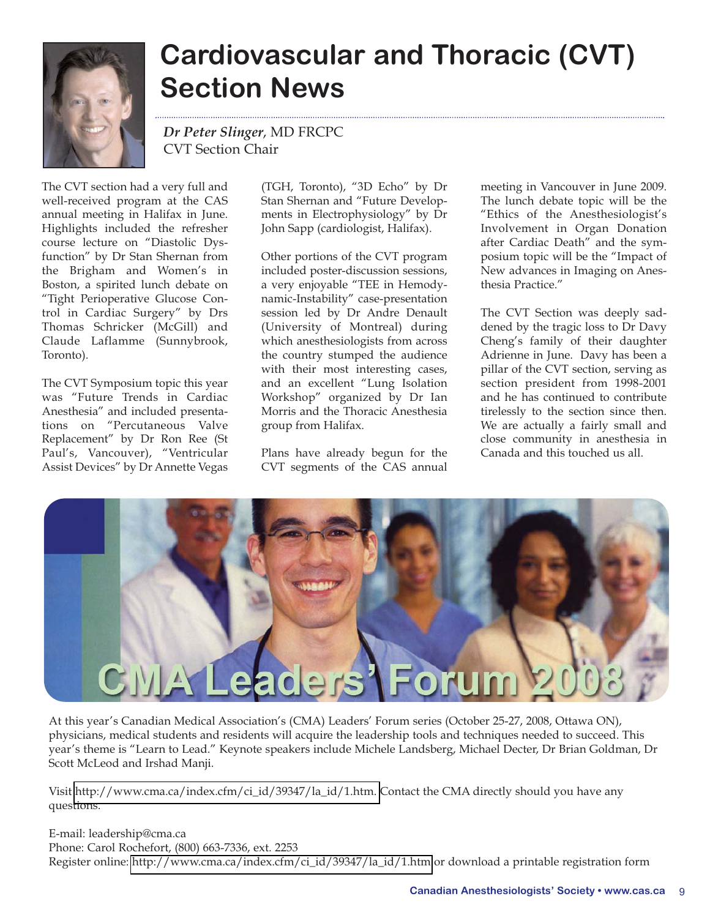# Cardiovascular and Thoracic (CVT) Section News

***Dr Peter Slinger***, MD FRCPC
CVT Section Chair

The CVT section had a very full and well-received program at the CAS annual meeting in Halifax in June. Highlights included the refresher course lecture on "Diastolic Dysfunction" by Dr Stan Shernan from the Brigham and Women's in Boston, a spirited lunch debate on "Tight Perioperative Glucose Control in Cardiac Surgery" by Drs Thomas Schricker (McGill) and Claude Laflamme (Sunnybrook, Toronto).

The CVT Symposium topic this year was "Future Trends in Cardiac Anesthesia" and included presentations on "Percutaneous Valve Replacement" by Dr Ron Ree (St Paul's, Vancouver), "Ventricular Assist Devices" by Dr Annette Vegas (TGH, Toronto), "3D Echo" by Dr Stan Shernan and "Future Developments in Electrophysiology" by Dr John Sapp (cardiologist, Halifax).

Other portions of the CVT program included poster-discussion sessions, a very enjoyable "TEE in Hemodynamic-Instability" case-presentation session led by Dr Andre Denault (University of Montreal) during which anesthesiologists from across the country stumped the audience with their most interesting cases, and an excellent "Lung Isolation Workshop" organized by Dr Ian Morris and the Thoracic Anesthesia group from Halifax.

Plans have already begun for the CVT segments of the CAS annual meeting in Vancouver in June 2009. The lunch debate topic will be the "Ethics of the Anesthesiologist's Involvement in Organ Donation after Cardiac Death" and the symposium topic will be the "Impact of New advances in Imaging on Anesthesia Practice."

The CVT Section was deeply saddened by the tragic loss to Dr Davy Cheng's family of their daughter Adrienne in June. Davy has been a pillar of the CVT section, serving as section president from 1998-2001 and he has continued to contribute tirelessly to the section since then. We are actually a fairly small and close community in anesthesia in Canada and this touched us all.

## CMA Leaders' Forum 2008

At this year's Canadian Medical Association's (CMA) Leaders' Forum series (October 25-27, 2008, Ottawa ON), physicians, medical students and residents will acquire the leadership tools and techniques needed to succeed. This year's theme is "Learn to Lead." Keynote speakers include Michele Landsberg, Michael Decter, Dr Brian Goldman, Dr Scott McLeod and Irshad Manji.

Visit http://www.cma.ca/index.cfm/ci_id/39347/la_id/1.htm. Contact the CMA directly should you have any questions.

E-mail: leadership@cma.ca
Phone: Carol Rochefort, (800) 663-7336, ext. 2253
Register online: http://www.cma.ca/index.cfm/ci_id/39347/la_id/1.htm or download a printable registration form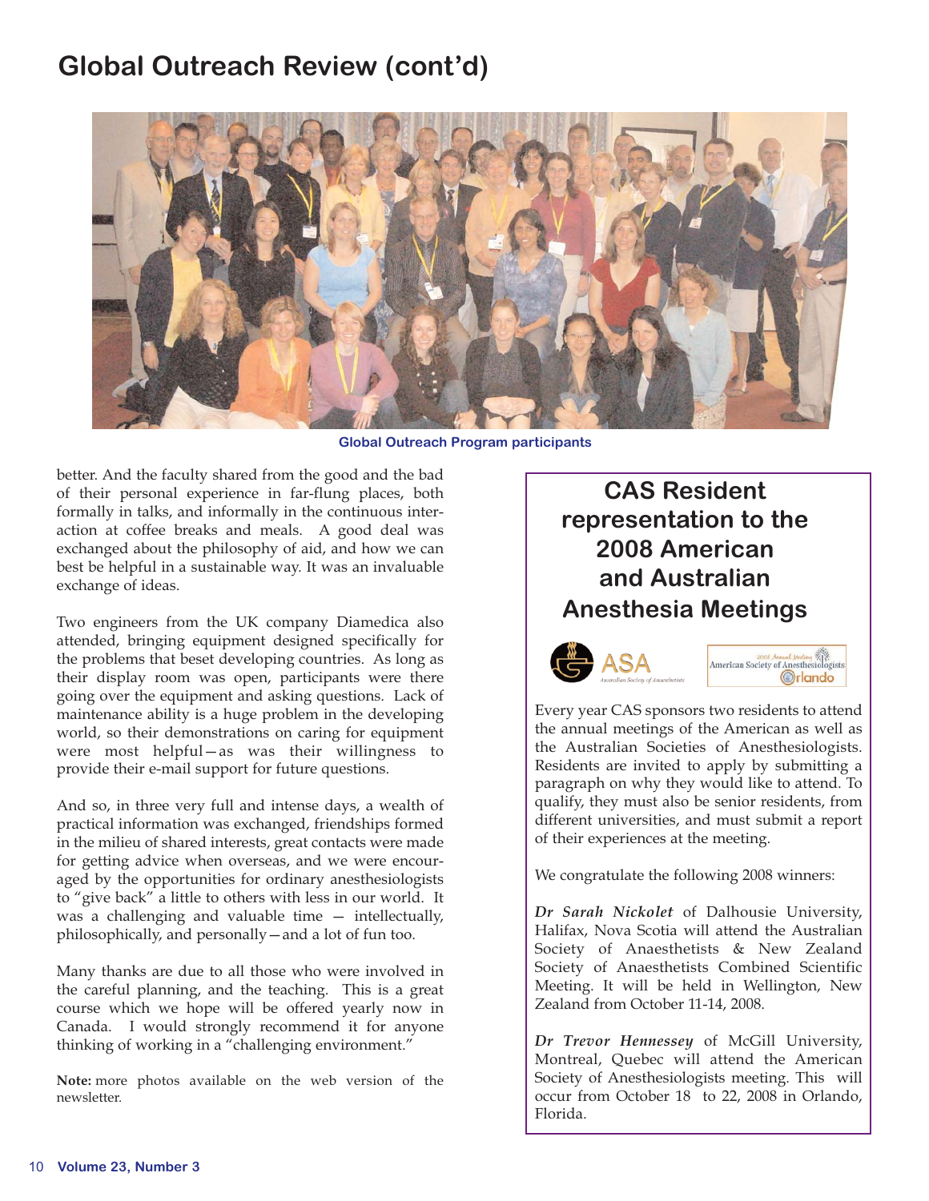## Global Outreach Review (cont'd)

Global Outreach Program participants

better. And the faculty shared from the good and the bad of their personal experience in far-flung places, both formally in talks, and informally in the continuous interaction at coffee breaks and meals. A good deal was exchanged about the philosophy of aid, and how we can best be helpful in a sustainable way. It was an invaluable exchange of ideas.

Two engineers from the UK company Diamedica also attended, bringing equipment designed specifically for the problems that beset developing countries. As long as their display room was open, participants were there going over the equipment and asking questions. Lack of maintenance ability is a huge problem in the developing world, so their demonstrations on caring for equipment were most helpful—as was their willingness to provide their e-mail support for future questions.

And so, in three very full and intense days, a wealth of practical information was exchanged, friendships formed in the milieu of shared interests, great contacts were made for getting advice when overseas, and we were encouraged by the opportunities for ordinary anesthesiologists to "give back" a little to others with less in our world. It was a challenging and valuable time — intellectually, philosophically, and personally—and a lot of fun too.

Many thanks are due to all those who were involved in the careful planning, and the teaching. This is a great course which we hope will be offered yearly now in Canada. I would strongly recommend it for anyone thinking of working in a "challenging environment."

**Note:** more photos available on the web version of the newsletter.

## CAS Resident representation to the 2008 American and Australian Anesthesia Meetings

Every year CAS sponsors two residents to attend the annual meetings of the American as well as the Australian Societies of Anesthesiologists. Residents are invited to apply by submitting a paragraph on why they would like to attend. To qualify, they must also be senior residents, from different universities, and must submit a report of their experiences at the meeting.

We congratulate the following 2008 winners:

***Dr Sarah Nickolet*** of Dalhousie University, Halifax, Nova Scotia will attend the Australian Society of Anaesthetists & New Zealand Society of Anaesthetists Combined Scientific Meeting. It will be held in Wellington, New Zealand from October 11-14, 2008.

***Dr Trevor Hennessey*** of McGill University, Montreal, Quebec will attend the American Society of Anesthesiologists meeting. This will occur from October 18 to 22, 2008 in Orlando, Florida.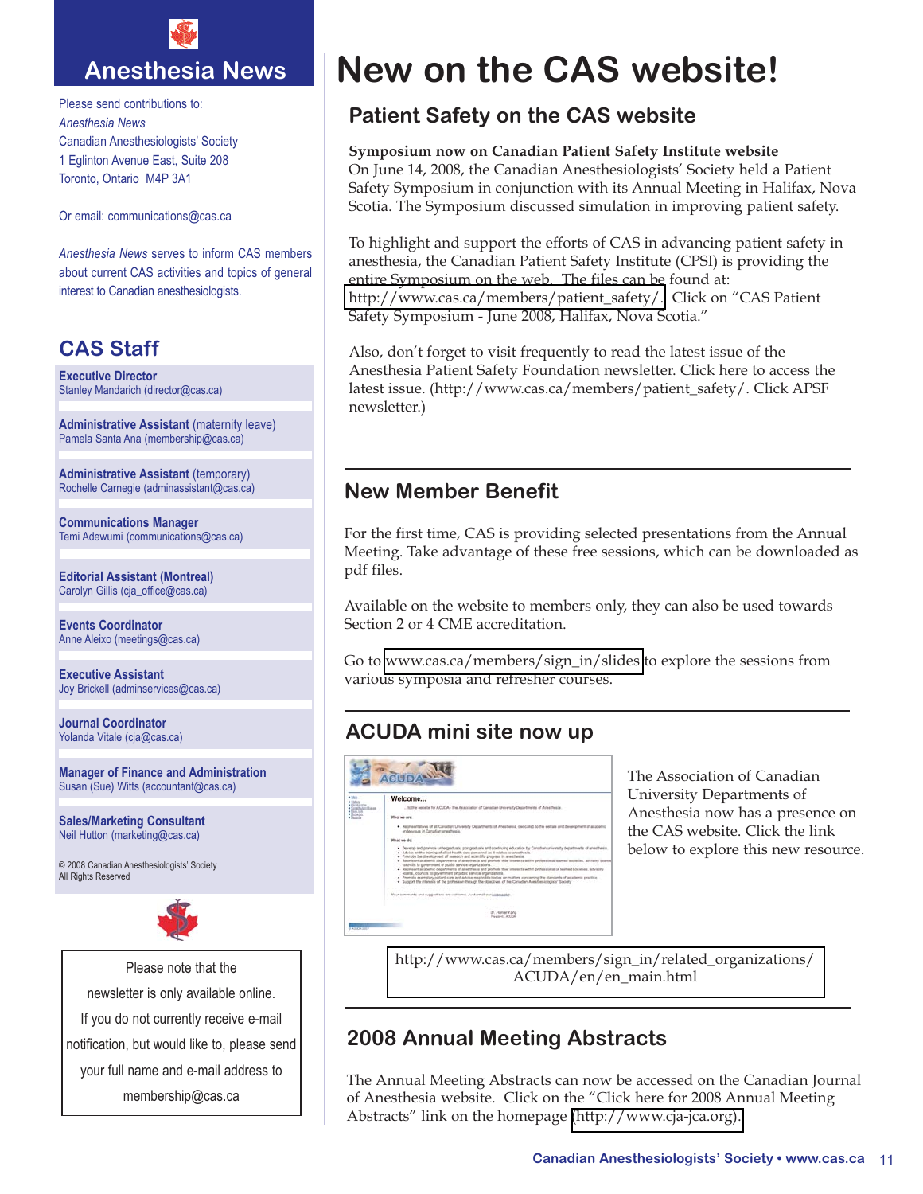# Anesthesia News

Please send contributions to:
*Anesthesia News*
Canadian Anesthesiologists' Society
1 Eglinton Avenue East, Suite 208
Toronto, Ontario M4P 3A1

Or email: communications@cas.ca

*Anesthesia News* serves to inform CAS members about current CAS activities and topics of general interest to Canadian anesthesiologists.

## CAS Staff

**Executive Director**
Stanley Mandarich (director@cas.ca)

**Administrative Assistant** (maternity leave)
Pamela Santa Ana (membership@cas.ca)

**Administrative Assistant** (temporary)
Rochelle Carnegie (adminassistant@cas.ca)

**Communications Manager**
Temi Adewumi (communications@cas.ca)

**Editorial Assistant (Montreal)**
Carolyn Gillis (cja_office@cas.ca)

**Events Coordinator**
Anne Aleixo (meetings@cas.ca)

**Executive Assistant**
Joy Brickell (adminservices@cas.ca)

**Journal Coordinator**
Yolanda Vitale (cja@cas.ca)

**Manager of Finance and Administration**
Susan (Sue) Witts (accountant@cas.ca)

**Sales/Marketing Consultant**
Neil Hutton (marketing@cas.ca)

© 2008 Canadian Anesthesiologists' Society
All Rights Reserved

Please note that the newsletter is only available online. If you do not currently receive e-mail notification, but would like to, please send your full name and e-mail address to membership@cas.ca

# New on the CAS website!

## Patient Safety on the CAS website

**Symposium now on Canadian Patient Safety Institute website**
On June 14, 2008, the Canadian Anesthesiologists' Society held a Patient Safety Symposium in conjunction with its Annual Meeting in Halifax, Nova Scotia. The Symposium discussed simulation in improving patient safety.

To highlight and support the efforts of CAS in advancing patient safety in anesthesia, the Canadian Patient Safety Institute (CPSI) is providing the entire Symposium on the web. The files can be found at: http://www.cas.ca/members/patient_safety/. Click on "CAS Patient Safety Symposium - June 2008, Halifax, Nova Scotia."

Also, don't forget to visit frequently to read the latest issue of the Anesthesia Patient Safety Foundation newsletter. Click here to access the latest issue. (http://www.cas.ca/members/patient_safety/. Click APSF newsletter.)

## New Member Benefit

For the first time, CAS is providing selected presentations from the Annual Meeting. Take advantage of these free sessions, which can be downloaded as pdf files.

Available on the website to members only, they can also be used towards Section 2 or 4 CME accreditation.

Go to www.cas.ca/members/sign_in/slides to explore the sessions from various symposia and refresher courses.

## ACUDA mini site now up

The Association of Canadian University Departments of Anesthesia now has a presence on the CAS website. Click the link below to explore this new resource.

http://www.cas.ca/members/sign_in/related_organizations/ACUDA/en/en_main.html

## 2008 Annual Meeting Abstracts

The Annual Meeting Abstracts can now be accessed on the Canadian Journal of Anesthesia website. Click on the "Click here for 2008 Annual Meeting Abstracts" link on the homepage (http://www.cja-jca.org).